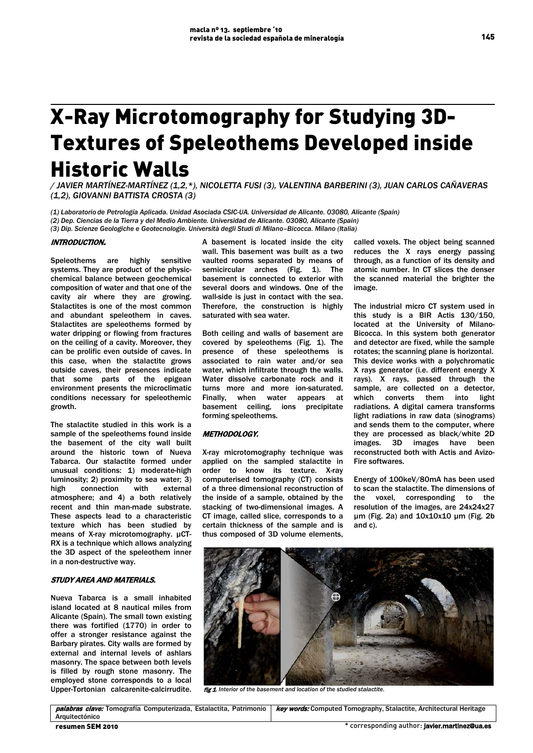# X-Ray Microtomography for Studying 3D-Textures of Speleothems Developed inside Historic Walls

*/ JAVIER MARTÍNEZ-MARTÍNEZ (1,2,\*), NICOLETTA FUSI (3), VALENTINA BARBERINI (3), JUAN CARLOS CAÑAVERAS (1,2), GIOVANNI BATTISTA CROSTA (3)*

*(1) Laboratorio de Petrología Aplicada. Unidad Asociada CSIC-UA. Universidad de Alicante. 03080, Alicante (Spain)*
*(2) Dep. Ciencias de la Tierra y del Medio Ambiente. Universidad de Alicante. 03080, Alicante (Spain)*
*(3) Dip. Scienze Geologiche e Geotecnologie. Università degli Studi di Milano–Bicocca. Milano (Italia)*

## INTRODUCTION.

Speleothems are highly sensitive systems. They are product of the physic-chemical balance between geochemical composition of water and that one of the cavity air where they are growing. Stalactites is one of the most common and abundant speleothem in caves. Stalactites are speleothems formed by water dripping or flowing from fractures on the ceiling of a cavity. Moreover, they can be prolific even outside of caves. In this case, when the stalactite grows outside caves, their presences indicate that some parts of the epigean environment presents the microclimatic conditions necessary for speleothemic growth.

The stalactite studied in this work is a sample of the speleothems found inside the basement of the city wall built around the historic town of Nueva Tabarca. Our stalactite formed under unusual conditions: 1) moderate-high luminosity; 2) proximity to sea water; 3) high connection with external atmosphere; and 4) a both relatively recent and thin man-made substrate. These aspects lead to a characteristic texture which has been studied by means of X-ray microtomography. μCT-RX is a technique which allows analyzing the 3D aspect of the speleothem inner in a non-destructive way.

## STUDY AREA AND MATERIALS.

Nueva Tabarca is a small inhabited island located at 8 nautical miles from Alicante (Spain). The small town existing there was fortified (1770) in order to offer a stronger resistance against the Barbary pirates. City walls are formed by external and internal levels of ashlars masonry. The space between both levels is filled by rough stone masonry. The employed stone corresponds to a local Upper-Tortonian calcarenite-calcirrudite. A basement is located inside the city wall. This basement was built as a two vaulted rooms separated by means of semicircular arches (Fig. 1). The basement is connected to exterior with several doors and windows. One of the wall-side is just in contact with the sea. Therefore, the construction is highly saturated with sea water.

Both ceiling and walls of basement are covered by speleothems (Fig. 1). The presence of these speleothems is associated to rain water and/or sea water, which infiltrate through the walls. Water dissolve carbonate rock and it turns more and more ion-saturated. Finally, when water appears at basement ceiling, ions precipitate forming speleothems.

## METHODOLOGY.

X-ray microtomography technique was applied on the sampled stalactite in order to know its texture. X-ray computerised tomography (CT) consists of a three dimensional reconstruction of the inside of a sample, obtained by the stacking of two-dimensional images. A CT image, called slice, corresponds to a certain thickness of the sample and is thus composed of 3D volume elements, called voxels. The object being scanned reduces the X rays energy passing through, as a function of its density and atomic number. In CT slices the denser the scanned material the brighter the image.

The industrial micro CT system used in this study is a BIR Actis 130/150, located at the University of Milano-Bicocca. In this system both generator and detector are fixed, while the sample rotates; the scanning plane is horizontal. This device works with a polychromatic X rays generator (i.e. different energy X rays). X rays, passed through the sample, are collected on a detector, which converts them into light radiations. A digital camera transforms light radiations in raw data (sinograms) and sends them to the computer, where they are processed as black/white 2D images. 3D images have been reconstructed both with Actis and Avizo-Fire softwares.

Energy of 100keV/80mA has been used to scan the stalactite. The dimensions of the voxel, corresponding to the resolution of the images, are 24x24x27 μm (Fig. 2a) and 10x10x10 μm (Fig. 2b and c).

*fig 1. Interior of the basement and location of the studied stalactite.*

*palabras clave:* Tomografía Computerizada, Estalactita, Patrimonio Arquitectónico | *key words:* Computed Tomography, Stalactite, Architectural Heritage

\* corresponding author: javier.martinez@ua.es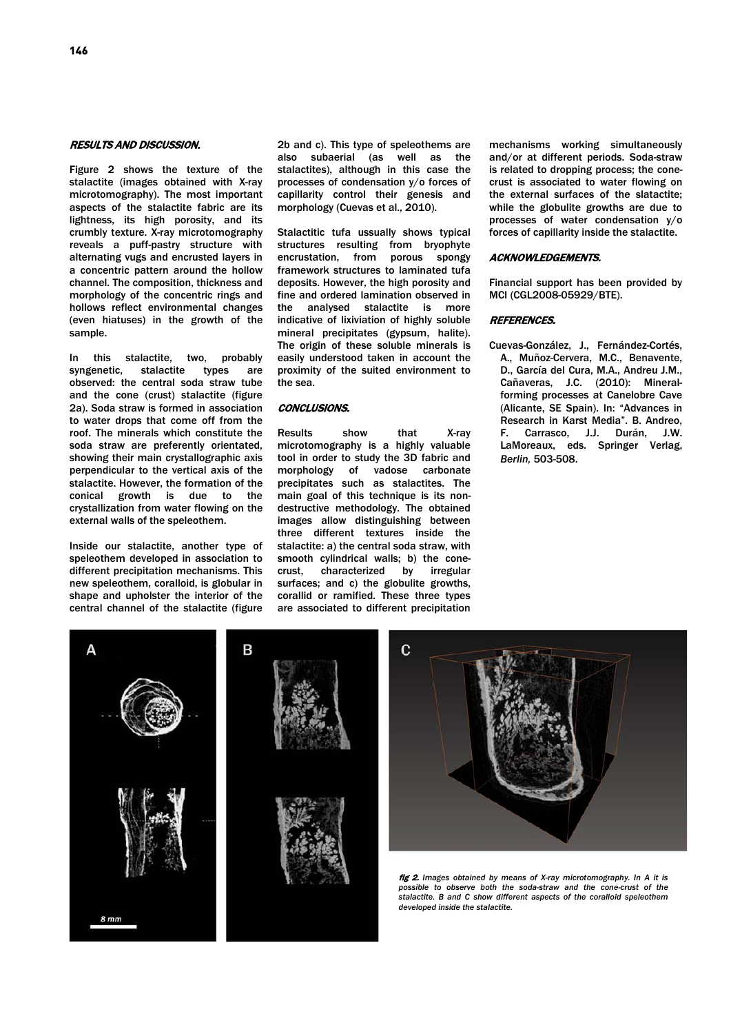## RESULTS AND DISCUSSION.

Figure 2 shows the texture of the stalactite (images obtained with X-ray microtomography). The most important aspects of the stalactite fabric are its lightness, its high porosity, and its crumbly texture. X-ray microtomography reveals a puff-pastry structure with alternating vugs and encrusted layers in a concentric pattern around the hollow channel. The composition, thickness and morphology of the concentric rings and hollows reflect environmental changes (even hiatuses) in the growth of the sample.

In this stalactite, two, probably syngenetic, stalactite types are observed: the central soda straw tube and the cone (crust) stalactite (figure 2a). Soda straw is formed in association to water drops that come off from the roof. The minerals which constitute the soda straw are preferently orientated, showing their main crystallographic axis perpendicular to the vertical axis of the stalactite. However, the formation of the conical growth is due to the crystallization from water flowing on the external walls of the speleothem.

Inside our stalactite, another type of speleothem developed in association to different precipitation mechanisms. This new speleothem, coralloid, is globular in shape and upholster the interior of the central channel of the stalactite (figure 2b and c). This type of speleothems are also subaerial (as well as the stalactites), although in this case the processes of condensation y/o forces of capillarity control their genesis and morphology (Cuevas et al., 2010).

Stalactitic tufa ussually shows typical structures resulting from bryophyte encrustation, from porous spongy framework structures to laminated tufa deposits. However, the high porosity and fine and ordered lamination observed in the analysed stalactite is more indicative of lixiviation of highly soluble mineral precipitates (gypsum, halite). The origin of these soluble minerals is easily understood taken in account the proximity of the suited environment to the sea.

## CONCLUSIONS.

Results show that X-ray microtomography is a highly valuable tool in order to study the 3D fabric and morphology of vadose carbonate precipitates such as stalactites. The main goal of this technique is its non-destructive methodology. The obtained images allow distinguishing between three different textures inside the stalactite: a) the central soda straw, with smooth cylindrical walls; b) the cone-crust, characterized by irregular surfaces; and c) the globulite growths, corallid or ramified. These three types are associated to different precipitation mechanisms working simultaneously and/or at different periods. Soda-straw is related to dropping process; the cone-crust is associated to water flowing on the external surfaces of the slatactite; while the globulite growths are due to processes of water condensation y/o forces of capillarity inside the stalactite.

## ACKNOWLEDGEMENTS.

Financial support has been provided by MCI (CGL2008-05929/BTE).

## REFERENCES.

Cuevas-González, J., Fernández-Cortés, A., Muñoz-Cervera, M.C., Benavente, D., García del Cura, M.A., Andreu J.M., Cañaveras, J.C. (2010): Mineral-forming processes at Canelobre Cave (Alicante, SE Spain). In: "Advances in Research in Karst Media". B. Andreo, F. Carrasco, J.J. Durán, J.W. LaMoreaux, eds. Springer Verlag, *Berlin*, 503-508.

A

B

C

8 mm

*fig 2. Images obtained by means of X-ray microtomography. In A it is possible to observe both the soda-straw and the cone-crust of the stalactite. B and C show different aspects of the coralloid speleothem developed inside the stalactite.*